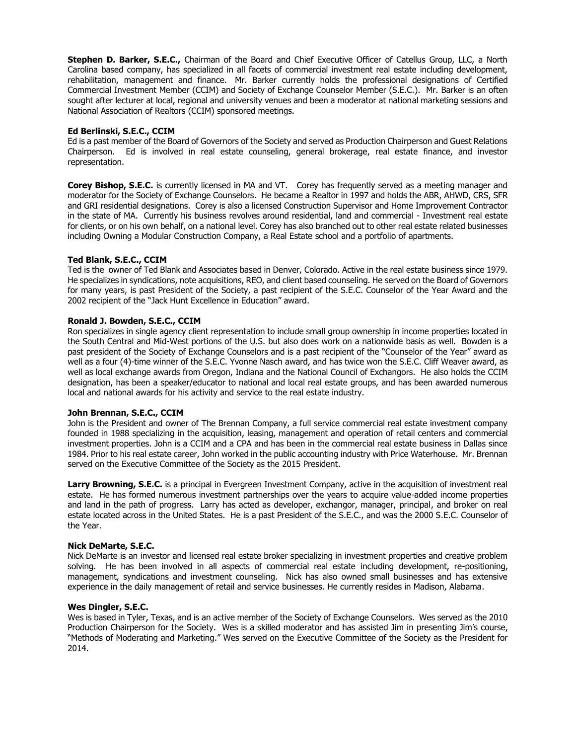**Stephen D. Barker, S.E.C.,** Chairman of the Board and Chief Executive Officer of Catellus Group, LLC, a North Carolina based company, has specialized in all facets of commercial investment real estate including development, rehabilitation, management and finance. Mr. Barker currently holds the professional designations of Certified Commercial Investment Member (CCIM) and Society of Exchange Counselor Member (S.E.C.). Mr. Barker is an often sought after lecturer at local, regional and university venues and been a moderator at national marketing sessions and National Association of Realtors (CCIM) sponsored meetings.

**Ed Berlinski, S.E.C., CCIM**
Ed is a past member of the Board of Governors of the Society and served as Production Chairperson and Guest Relations Chairperson. Ed is involved in real estate counseling, general brokerage, real estate finance, and investor representation.

**Corey Bishop, S.E.C.** is currently licensed in MA and VT. Corey has frequently served as a meeting manager and moderator for the Society of Exchange Counselors. He became a Realtor in 1997 and holds the ABR, AHWD, CRS, SFR and GRI residential designations. Corey is also a licensed Construction Supervisor and Home Improvement Contractor in the state of MA. Currently his business revolves around residential, land and commercial - Investment real estate for clients, or on his own behalf, on a national level. Corey has also branched out to other real estate related businesses including Owning a Modular Construction Company, a Real Estate school and a portfolio of apartments.

**Ted Blank, S.E.C., CCIM**
Ted is the owner of Ted Blank and Associates based in Denver, Colorado. Active in the real estate business since 1979. He specializes in syndications, note acquisitions, REO, and client based counseling. He served on the Board of Governors for many years, is past President of the Society, a past recipient of the S.E.C. Counselor of the Year Award and the 2002 recipient of the "Jack Hunt Excellence in Education" award.

**Ronald J. Bowden, S.E.C., CCIM**
Ron specializes in single agency client representation to include small group ownership in income properties located in the South Central and Mid-West portions of the U.S. but also does work on a nationwide basis as well. Bowden is a past president of the Society of Exchange Counselors and is a past recipient of the "Counselor of the Year" award as well as a four (4)-time winner of the S.E.C. Yvonne Nasch award, and has twice won the S.E.C. Cliff Weaver award, as well as local exchange awards from Oregon, Indiana and the National Council of Exchangors. He also holds the CCIM designation, has been a speaker/educator to national and local real estate groups, and has been awarded numerous local and national awards for his activity and service to the real estate industry.

**John Brennan, S.E.C., CCIM**
John is the President and owner of The Brennan Company, a full service commercial real estate investment company founded in 1988 specializing in the acquisition, leasing, management and operation of retail centers and commercial investment properties. John is a CCIM and a CPA and has been in the commercial real estate business in Dallas since 1984. Prior to his real estate career, John worked in the public accounting industry with Price Waterhouse. Mr. Brennan served on the Executive Committee of the Society as the 2015 President.

**Larry Browning, S.E.C.** is a principal in Evergreen Investment Company, active in the acquisition of investment real estate. He has formed numerous investment partnerships over the years to acquire value-added income properties and land in the path of progress. Larry has acted as developer, exchangor, manager, principal, and broker on real estate located across in the United States. He is a past President of the S.E.C., and was the 2000 S.E.C. Counselor of the Year.

**Nick DeMarte, S.E.C.**
Nick DeMarte is an investor and licensed real estate broker specializing in investment properties and creative problem solving. He has been involved in all aspects of commercial real estate including development, re-positioning, management, syndications and investment counseling. Nick has also owned small businesses and has extensive experience in the daily management of retail and service businesses. He currently resides in Madison, Alabama.

**Wes Dingler, S.E.C.**
Wes is based in Tyler, Texas, and is an active member of the Society of Exchange Counselors. Wes served as the 2010 Production Chairperson for the Society. Wes is a skilled moderator and has assisted Jim in presenting Jim's course, "Methods of Moderating and Marketing." Wes served on the Executive Committee of the Society as the President for 2014.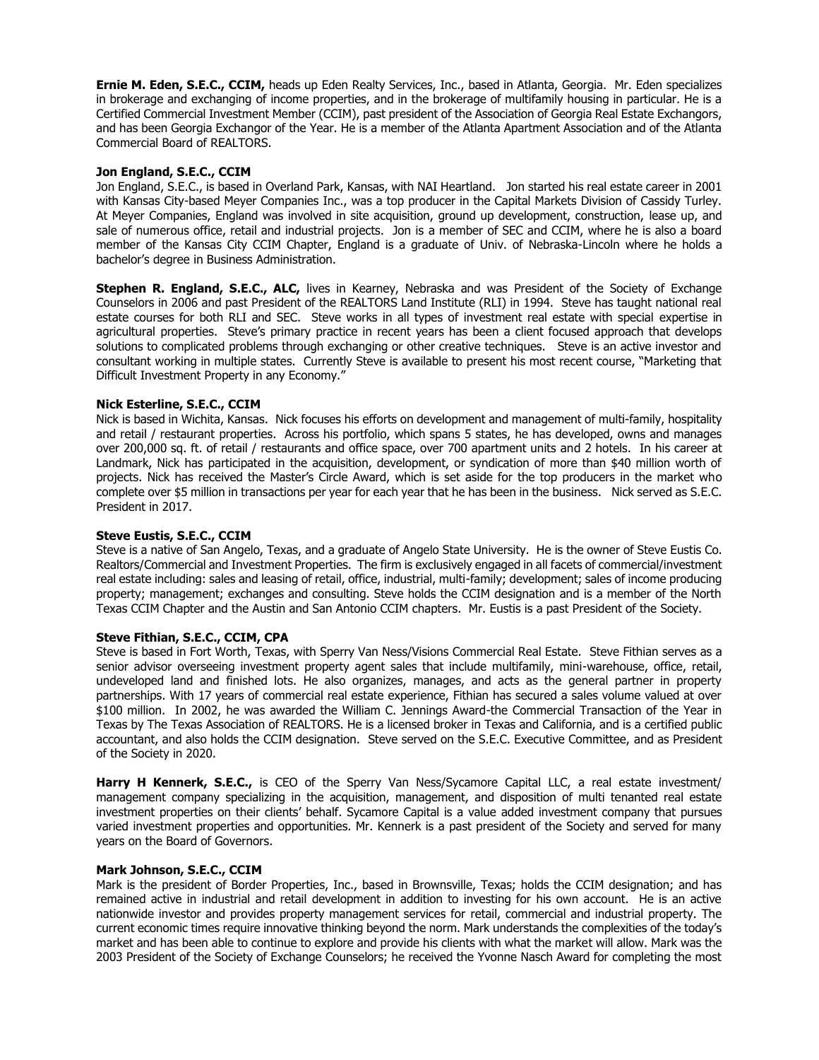**Ernie M. Eden, S.E.C., CCIM,** heads up Eden Realty Services, Inc., based in Atlanta, Georgia. Mr. Eden specializes in brokerage and exchanging of income properties, and in the brokerage of multifamily housing in particular. He is a Certified Commercial Investment Member (CCIM), past president of the Association of Georgia Real Estate Exchangors, and has been Georgia Exchangor of the Year. He is a member of the Atlanta Apartment Association and of the Atlanta Commercial Board of REALTORS.

**Jon England, S.E.C., CCIM**

Jon England, S.E.C., is based in Overland Park, Kansas, with NAI Heartland. Jon started his real estate career in 2001 with Kansas City-based Meyer Companies Inc., was a top producer in the Capital Markets Division of Cassidy Turley. At Meyer Companies, England was involved in site acquisition, ground up development, construction, lease up, and sale of numerous office, retail and industrial projects. Jon is a member of SEC and CCIM, where he is also a board member of the Kansas City CCIM Chapter, England is a graduate of Univ. of Nebraska-Lincoln where he holds a bachelor's degree in Business Administration.

**Stephen R. England, S.E.C., ALC,** lives in Kearney, Nebraska and was President of the Society of Exchange Counselors in 2006 and past President of the REALTORS Land Institute (RLI) in 1994. Steve has taught national real estate courses for both RLI and SEC. Steve works in all types of investment real estate with special expertise in agricultural properties. Steve's primary practice in recent years has been a client focused approach that develops solutions to complicated problems through exchanging or other creative techniques. Steve is an active investor and consultant working in multiple states. Currently Steve is available to present his most recent course, "Marketing that Difficult Investment Property in any Economy."

**Nick Esterline, S.E.C., CCIM**

Nick is based in Wichita, Kansas. Nick focuses his efforts on development and management of multi-family, hospitality and retail / restaurant properties. Across his portfolio, which spans 5 states, he has developed, owns and manages over 200,000 sq. ft. of retail / restaurants and office space, over 700 apartment units and 2 hotels. In his career at Landmark, Nick has participated in the acquisition, development, or syndication of more than $40 million worth of projects. Nick has received the Master's Circle Award, which is set aside for the top producers in the market who complete over $5 million in transactions per year for each year that he has been in the business. Nick served as S.E.C. President in 2017.

**Steve Eustis, S.E.C., CCIM**

Steve is a native of San Angelo, Texas, and a graduate of Angelo State University. He is the owner of Steve Eustis Co. Realtors/Commercial and Investment Properties. The firm is exclusively engaged in all facets of commercial/investment real estate including: sales and leasing of retail, office, industrial, multi-family; development; sales of income producing property; management; exchanges and consulting. Steve holds the CCIM designation and is a member of the North Texas CCIM Chapter and the Austin and San Antonio CCIM chapters. Mr. Eustis is a past President of the Society.

**Steve Fithian, S.E.C., CCIM, CPA**

Steve is based in Fort Worth, Texas, with Sperry Van Ness/Visions Commercial Real Estate. Steve Fithian serves as a senior advisor overseeing investment property agent sales that include multifamily, mini-warehouse, office, retail, undeveloped land and finished lots. He also organizes, manages, and acts as the general partner in property partnerships. With 17 years of commercial real estate experience, Fithian has secured a sales volume valued at over $100 million. In 2002, he was awarded the William C. Jennings Award-the Commercial Transaction of the Year in Texas by The Texas Association of REALTORS. He is a licensed broker in Texas and California, and is a certified public accountant, and also holds the CCIM designation. Steve served on the S.E.C. Executive Committee, and as President of the Society in 2020.

**Harry H Kennerk, S.E.C.,** is CEO of the Sperry Van Ness/Sycamore Capital LLC, a real estate investment/ management company specializing in the acquisition, management, and disposition of multi tenanted real estate investment properties on their clients' behalf. Sycamore Capital is a value added investment company that pursues varied investment properties and opportunities. Mr. Kennerk is a past president of the Society and served for many years on the Board of Governors.

**Mark Johnson, S.E.C., CCIM**

Mark is the president of Border Properties, Inc., based in Brownsville, Texas; holds the CCIM designation; and has remained active in industrial and retail development in addition to investing for his own account. He is an active nationwide investor and provides property management services for retail, commercial and industrial property. The current economic times require innovative thinking beyond the norm. Mark understands the complexities of the today's market and has been able to continue to explore and provide his clients with what the market will allow. Mark was the 2003 President of the Society of Exchange Counselors; he received the Yvonne Nasch Award for completing the most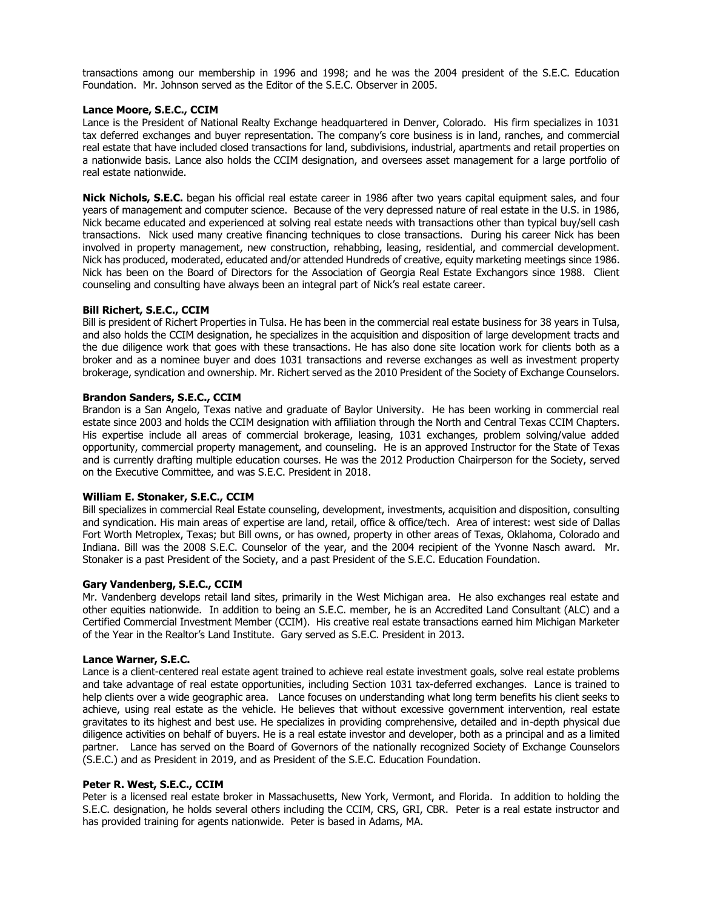transactions among our membership in 1996 and 1998; and he was the 2004 president of the S.E.C. Education Foundation. Mr. Johnson served as the Editor of the S.E.C. Observer in 2005.

**Lance Moore, S.E.C., CCIM**
Lance is the President of National Realty Exchange headquartered in Denver, Colorado. His firm specializes in 1031 tax deferred exchanges and buyer representation. The company's core business is in land, ranches, and commercial real estate that have included closed transactions for land, subdivisions, industrial, apartments and retail properties on a nationwide basis. Lance also holds the CCIM designation, and oversees asset management for a large portfolio of real estate nationwide.

**Nick Nichols, S.E.C.** began his official real estate career in 1986 after two years capital equipment sales, and four years of management and computer science. Because of the very depressed nature of real estate in the U.S. in 1986, Nick became educated and experienced at solving real estate needs with transactions other than typical buy/sell cash transactions. Nick used many creative financing techniques to close transactions. During his career Nick has been involved in property management, new construction, rehabbing, leasing, residential, and commercial development. Nick has produced, moderated, educated and/or attended Hundreds of creative, equity marketing meetings since 1986. Nick has been on the Board of Directors for the Association of Georgia Real Estate Exchangors since 1988. Client counseling and consulting have always been an integral part of Nick's real estate career.

**Bill Richert, S.E.C., CCIM**
Bill is president of Richert Properties in Tulsa. He has been in the commercial real estate business for 38 years in Tulsa, and also holds the CCIM designation, he specializes in the acquisition and disposition of large development tracts and the due diligence work that goes with these transactions. He has also done site location work for clients both as a broker and as a nominee buyer and does 1031 transactions and reverse exchanges as well as investment property brokerage, syndication and ownership. Mr. Richert served as the 2010 President of the Society of Exchange Counselors.

**Brandon Sanders, S.E.C., CCIM**
Brandon is a San Angelo, Texas native and graduate of Baylor University. He has been working in commercial real estate since 2003 and holds the CCIM designation with affiliation through the North and Central Texas CCIM Chapters. His expertise include all areas of commercial brokerage, leasing, 1031 exchanges, problem solving/value added opportunity, commercial property management, and counseling. He is an approved Instructor for the State of Texas and is currently drafting multiple education courses. He was the 2012 Production Chairperson for the Society, served on the Executive Committee, and was S.E.C. President in 2018.

**William E. Stonaker, S.E.C., CCIM**
Bill specializes in commercial Real Estate counseling, development, investments, acquisition and disposition, consulting and syndication. His main areas of expertise are land, retail, office & office/tech. Area of interest: west side of Dallas Fort Worth Metroplex, Texas; but Bill owns, or has owned, property in other areas of Texas, Oklahoma, Colorado and Indiana. Bill was the 2008 S.E.C. Counselor of the year, and the 2004 recipient of the Yvonne Nasch award. Mr. Stonaker is a past President of the Society, and a past President of the S.E.C. Education Foundation.

**Gary Vandenberg, S.E.C., CCIM**
Mr. Vandenberg develops retail land sites, primarily in the West Michigan area. He also exchanges real estate and other equities nationwide. In addition to being an S.E.C. member, he is an Accredited Land Consultant (ALC) and a Certified Commercial Investment Member (CCIM). His creative real estate transactions earned him Michigan Marketer of the Year in the Realtor's Land Institute. Gary served as S.E.C. President in 2013.

**Lance Warner, S.E.C.**
Lance is a client-centered real estate agent trained to achieve real estate investment goals, solve real estate problems and take advantage of real estate opportunities, including Section 1031 tax-deferred exchanges. Lance is trained to help clients over a wide geographic area. Lance focuses on understanding what long term benefits his client seeks to achieve, using real estate as the vehicle. He believes that without excessive government intervention, real estate gravitates to its highest and best use. He specializes in providing comprehensive, detailed and in-depth physical due diligence activities on behalf of buyers. He is a real estate investor and developer, both as a principal and as a limited partner. Lance has served on the Board of Governors of the nationally recognized Society of Exchange Counselors (S.E.C.) and as President in 2019, and as President of the S.E.C. Education Foundation.

**Peter R. West, S.E.C., CCIM**
Peter is a licensed real estate broker in Massachusetts, New York, Vermont, and Florida. In addition to holding the S.E.C. designation, he holds several others including the CCIM, CRS, GRI, CBR. Peter is a real estate instructor and has provided training for agents nationwide. Peter is based in Adams, MA.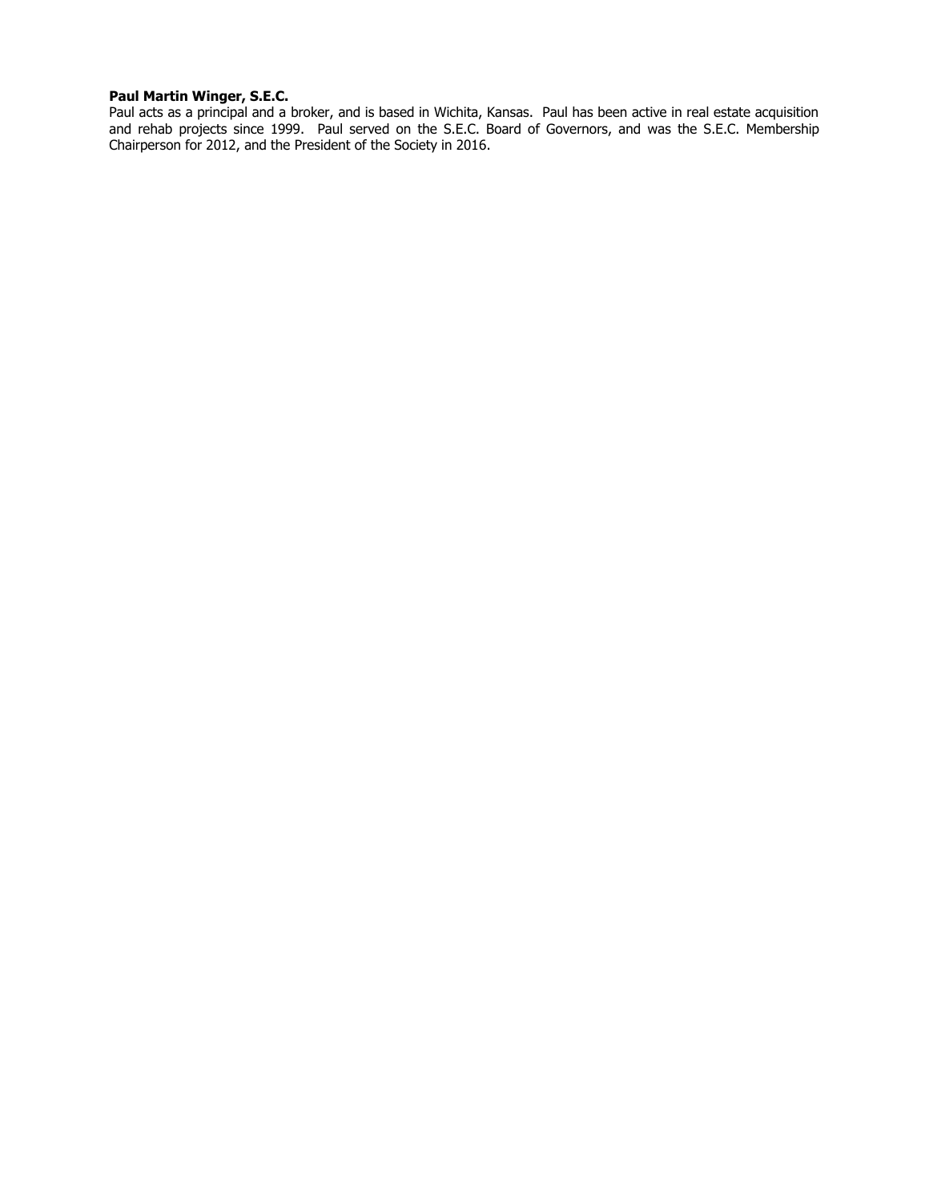**Paul Martin Winger, S.E.C.**
Paul acts as a principal and a broker, and is based in Wichita, Kansas. Paul has been active in real estate acquisition and rehab projects since 1999. Paul served on the S.E.C. Board of Governors, and was the S.E.C. Membership Chairperson for 2012, and the President of the Society in 2016.